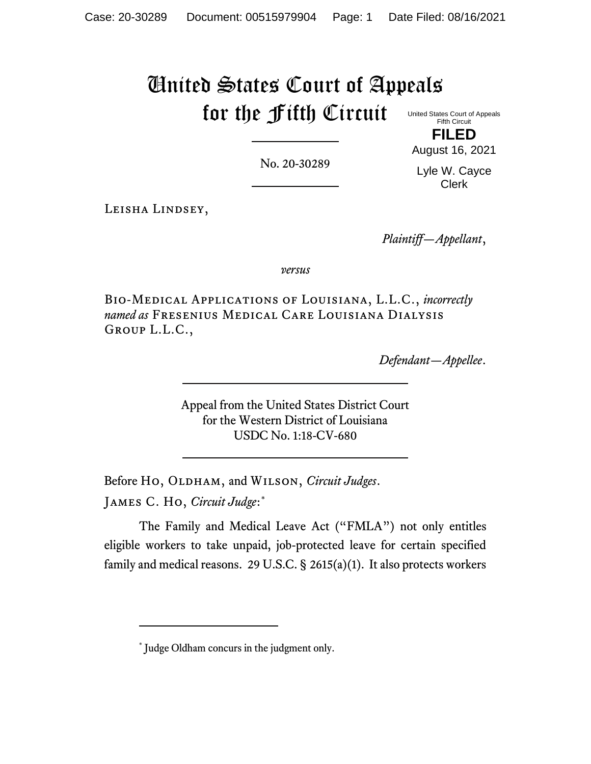# United States Court of Appeals for the Fifth Circuit

United States Court of Appeals
Fifth Circuit

**FILED**

August 16, 2021

Lyle W. Cayce
Clerk

No. 20-30289

Leisha Lindsey,

*Plaintiff—Appellant*,

*versus*

Bio-Medical Applications of Louisiana, L.L.C., *incorrectly named as* Fresenius Medical Care Louisiana Dialysis Group L.L.C.,

*Defendant—Appellee*.

Appeal from the United States District Court
for the Western District of Louisiana
USDC No. 1:18-CV-680

Before Ho, Oldham, and Wilson, *Circuit Judges*.

James C. Ho, *Circuit Judge*:[*]

The Family and Medical Leave Act ("FMLA") not only entitles eligible workers to take unpaid, job-protected leave for certain specified family and medical reasons. 29 U.S.C. § 2615(a)(1). It also protects workers

[*] Judge Oldham concurs in the judgment only.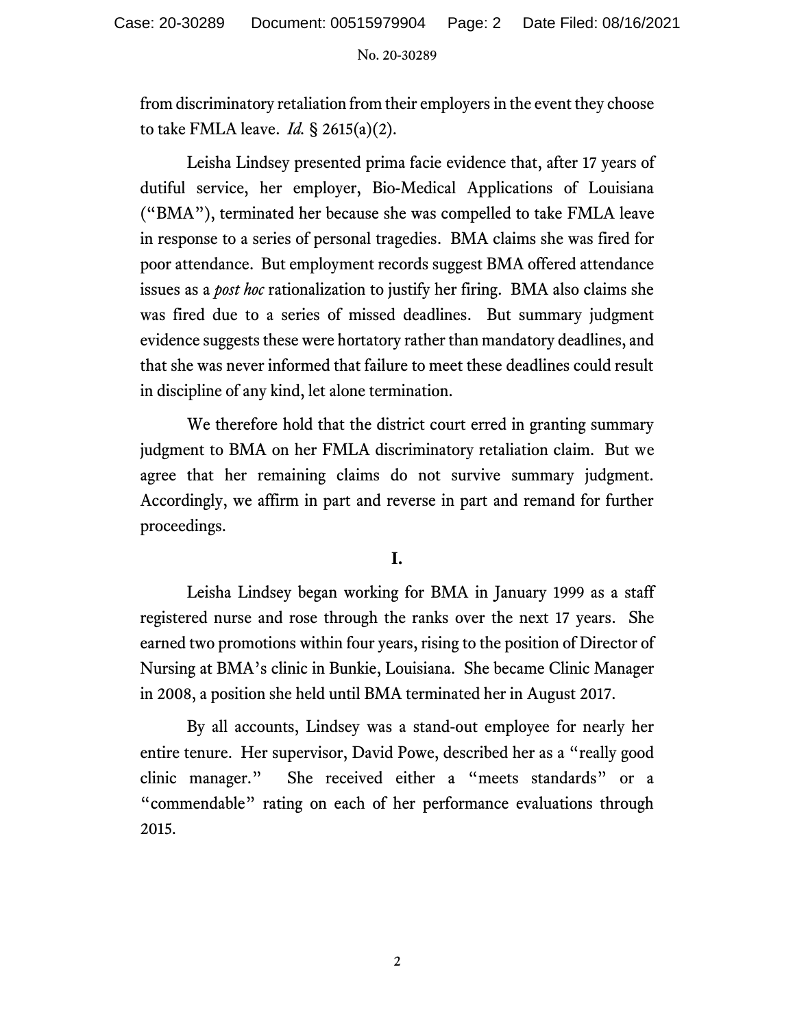from discriminatory retaliation from their employers in the event they choose to take FMLA leave. *Id.* § 2615(a)(2).

Leisha Lindsey presented prima facie evidence that, after 17 years of dutiful service, her employer, Bio-Medical Applications of Louisiana ("BMA"), terminated her because she was compelled to take FMLA leave in response to a series of personal tragedies. BMA claims she was fired for poor attendance. But employment records suggest BMA offered attendance issues as a *post hoc* rationalization to justify her firing. BMA also claims she was fired due to a series of missed deadlines. But summary judgment evidence suggests these were hortatory rather than mandatory deadlines, and that she was never informed that failure to meet these deadlines could result in discipline of any kind, let alone termination.

We therefore hold that the district court erred in granting summary judgment to BMA on her FMLA discriminatory retaliation claim. But we agree that her remaining claims do not survive summary judgment. Accordingly, we affirm in part and reverse in part and remand for further proceedings.

## I.

Leisha Lindsey began working for BMA in January 1999 as a staff registered nurse and rose through the ranks over the next 17 years. She earned two promotions within four years, rising to the position of Director of Nursing at BMA's clinic in Bunkie, Louisiana. She became Clinic Manager in 2008, a position she held until BMA terminated her in August 2017.

By all accounts, Lindsey was a stand-out employee for nearly her entire tenure. Her supervisor, David Powe, described her as a "really good clinic manager." She received either a "meets standards" or a "commendable" rating on each of her performance evaluations through 2015.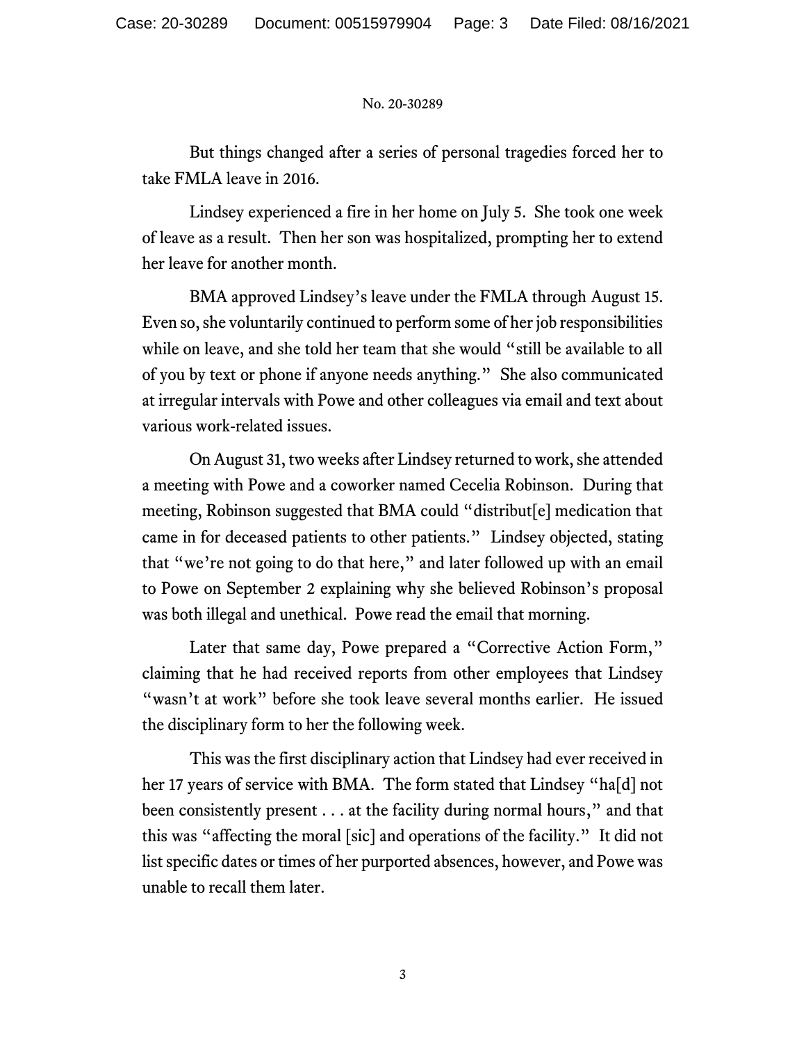But things changed after a series of personal tragedies forced her to take FMLA leave in 2016.

Lindsey experienced a fire in her home on July 5. She took one week of leave as a result. Then her son was hospitalized, prompting her to extend her leave for another month.

BMA approved Lindsey's leave under the FMLA through August 15. Even so, she voluntarily continued to perform some of her job responsibilities while on leave, and she told her team that she would "still be available to all of you by text or phone if anyone needs anything." She also communicated at irregular intervals with Powe and other colleagues via email and text about various work-related issues.

On August 31, two weeks after Lindsey returned to work, she attended a meeting with Powe and a coworker named Cecelia Robinson. During that meeting, Robinson suggested that BMA could "distribut[e] medication that came in for deceased patients to other patients." Lindsey objected, stating that "we're not going to do that here," and later followed up with an email to Powe on September 2 explaining why she believed Robinson's proposal was both illegal and unethical. Powe read the email that morning.

Later that same day, Powe prepared a "Corrective Action Form," claiming that he had received reports from other employees that Lindsey "wasn't at work" before she took leave several months earlier. He issued the disciplinary form to her the following week.

This was the first disciplinary action that Lindsey had ever received in her 17 years of service with BMA. The form stated that Lindsey "ha[d] not been consistently present . . . at the facility during normal hours," and that this was "affecting the moral [sic] and operations of the facility." It did not list specific dates or times of her purported absences, however, and Powe was unable to recall them later.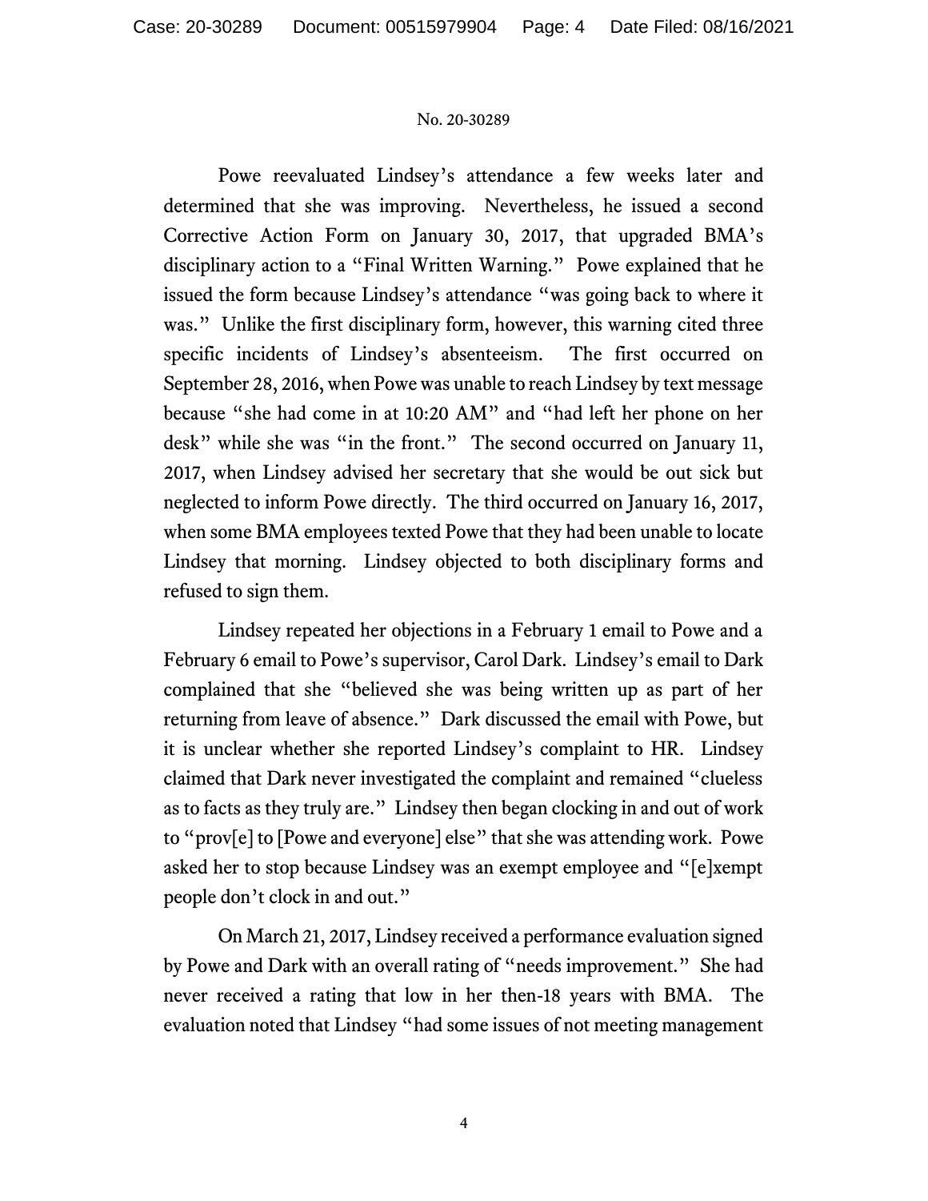Powe reevaluated Lindsey's attendance a few weeks later and determined that she was improving. Nevertheless, he issued a second Corrective Action Form on January 30, 2017, that upgraded BMA's disciplinary action to a "Final Written Warning." Powe explained that he issued the form because Lindsey's attendance "was going back to where it was." Unlike the first disciplinary form, however, this warning cited three specific incidents of Lindsey's absenteeism. The first occurred on September 28, 2016, when Powe was unable to reach Lindsey by text message because "she had come in at 10:20 AM" and "had left her phone on her desk" while she was "in the front." The second occurred on January 11, 2017, when Lindsey advised her secretary that she would be out sick but neglected to inform Powe directly. The third occurred on January 16, 2017, when some BMA employees texted Powe that they had been unable to locate Lindsey that morning. Lindsey objected to both disciplinary forms and refused to sign them.

Lindsey repeated her objections in a February 1 email to Powe and a February 6 email to Powe's supervisor, Carol Dark. Lindsey's email to Dark complained that she "believed she was being written up as part of her returning from leave of absence." Dark discussed the email with Powe, but it is unclear whether she reported Lindsey's complaint to HR. Lindsey claimed that Dark never investigated the complaint and remained "clueless as to facts as they truly are." Lindsey then began clocking in and out of work to "prov[e] to [Powe and everyone] else" that she was attending work. Powe asked her to stop because Lindsey was an exempt employee and "[e]xempt people don't clock in and out."

On March 21, 2017, Lindsey received a performance evaluation signed by Powe and Dark with an overall rating of "needs improvement." She had never received a rating that low in her then-18 years with BMA. The evaluation noted that Lindsey "had some issues of not meeting management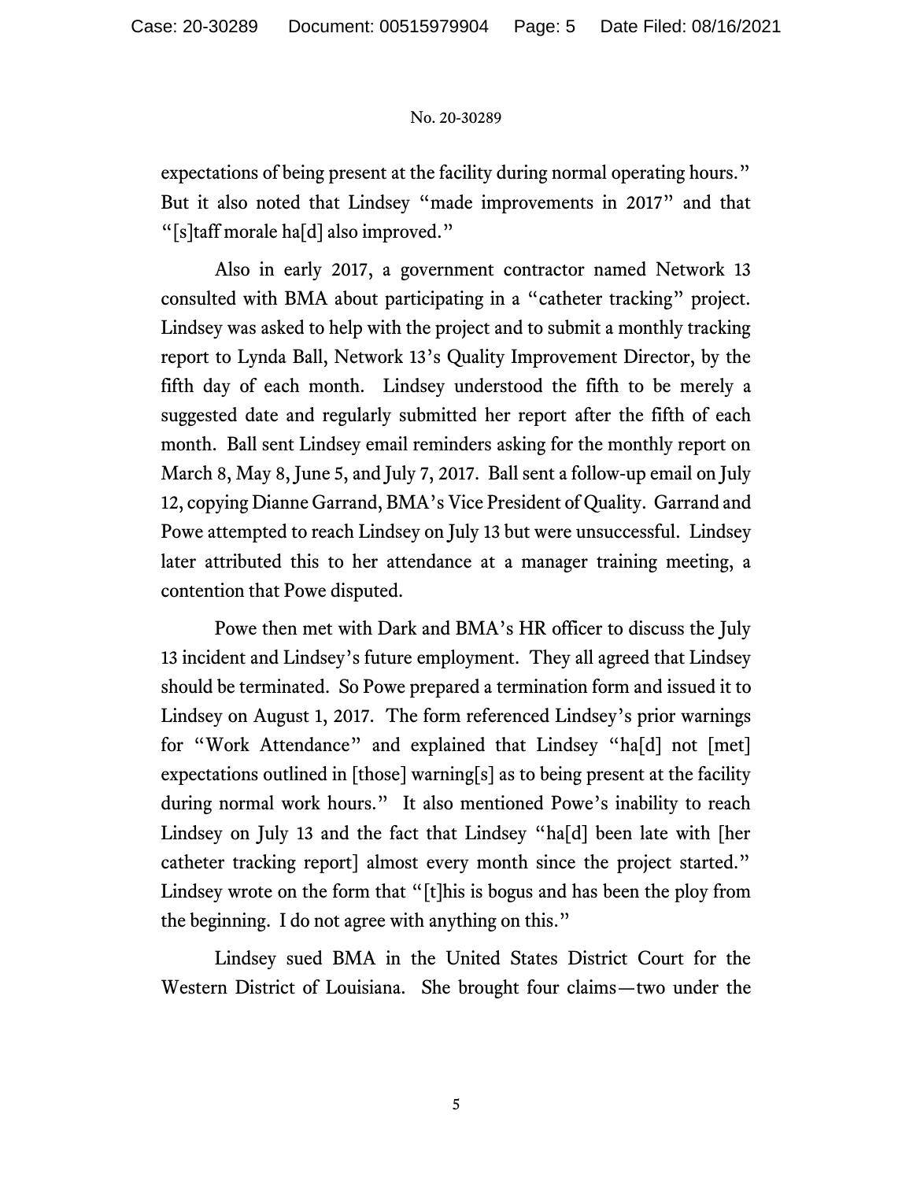expectations of being present at the facility during normal operating hours." But it also noted that Lindsey "made improvements in 2017" and that "[s]taff morale ha[d] also improved."

Also in early 2017, a government contractor named Network 13 consulted with BMA about participating in a "catheter tracking" project. Lindsey was asked to help with the project and to submit a monthly tracking report to Lynda Ball, Network 13's Quality Improvement Director, by the fifth day of each month. Lindsey understood the fifth to be merely a suggested date and regularly submitted her report after the fifth of each month. Ball sent Lindsey email reminders asking for the monthly report on March 8, May 8, June 5, and July 7, 2017. Ball sent a follow-up email on July 12, copying Dianne Garrand, BMA's Vice President of Quality. Garrand and Powe attempted to reach Lindsey on July 13 but were unsuccessful. Lindsey later attributed this to her attendance at a manager training meeting, a contention that Powe disputed.

Powe then met with Dark and BMA's HR officer to discuss the July 13 incident and Lindsey's future employment. They all agreed that Lindsey should be terminated. So Powe prepared a termination form and issued it to Lindsey on August 1, 2017. The form referenced Lindsey's prior warnings for "Work Attendance" and explained that Lindsey "ha[d] not [met] expectations outlined in [those] warning[s] as to being present at the facility during normal work hours." It also mentioned Powe's inability to reach Lindsey on July 13 and the fact that Lindsey "ha[d] been late with [her catheter tracking report] almost every month since the project started." Lindsey wrote on the form that "[t]his is bogus and has been the ploy from the beginning. I do not agree with anything on this."

Lindsey sued BMA in the United States District Court for the Western District of Louisiana. She brought four claims—two under the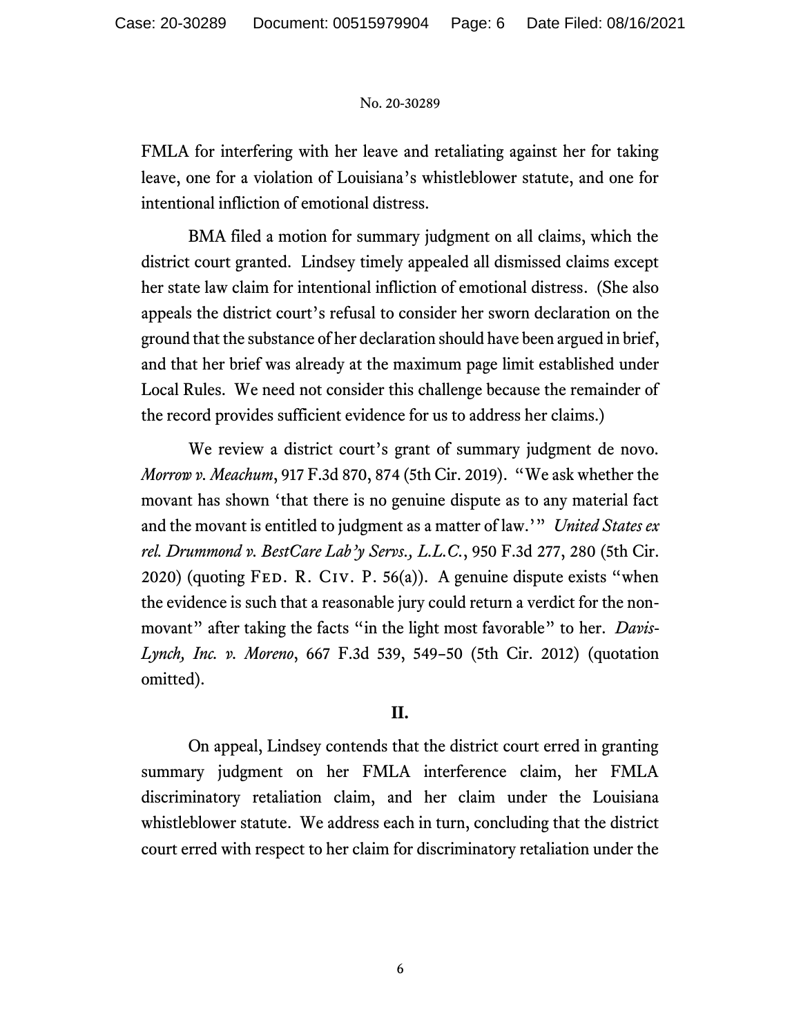FMLA for interfering with her leave and retaliating against her for taking leave, one for a violation of Louisiana's whistleblower statute, and one for intentional infliction of emotional distress.

BMA filed a motion for summary judgment on all claims, which the district court granted. Lindsey timely appealed all dismissed claims except her state law claim for intentional infliction of emotional distress. (She also appeals the district court's refusal to consider her sworn declaration on the ground that the substance of her declaration should have been argued in brief, and that her brief was already at the maximum page limit established under Local Rules. We need not consider this challenge because the remainder of the record provides sufficient evidence for us to address her claims.)

We review a district court's grant of summary judgment de novo. *Morrow v. Meachum*, 917 F.3d 870, 874 (5th Cir. 2019). "We ask whether the movant has shown 'that there is no genuine dispute as to any material fact and the movant is entitled to judgment as a matter of law.'" *United States ex rel. Drummond v. BestCare Lab'y Servs., L.L.C.*, 950 F.3d 277, 280 (5th Cir. 2020) (quoting FED. R. CIV. P. 56(a)). A genuine dispute exists "when the evidence is such that a reasonable jury could return a verdict for the non-movant" after taking the facts "in the light most favorable" to her. *Davis-Lynch, Inc. v. Moreno*, 667 F.3d 539, 549–50 (5th Cir. 2012) (quotation omitted).

## II.

On appeal, Lindsey contends that the district court erred in granting summary judgment on her FMLA interference claim, her FMLA discriminatory retaliation claim, and her claim under the Louisiana whistleblower statute. We address each in turn, concluding that the district court erred with respect to her claim for discriminatory retaliation under the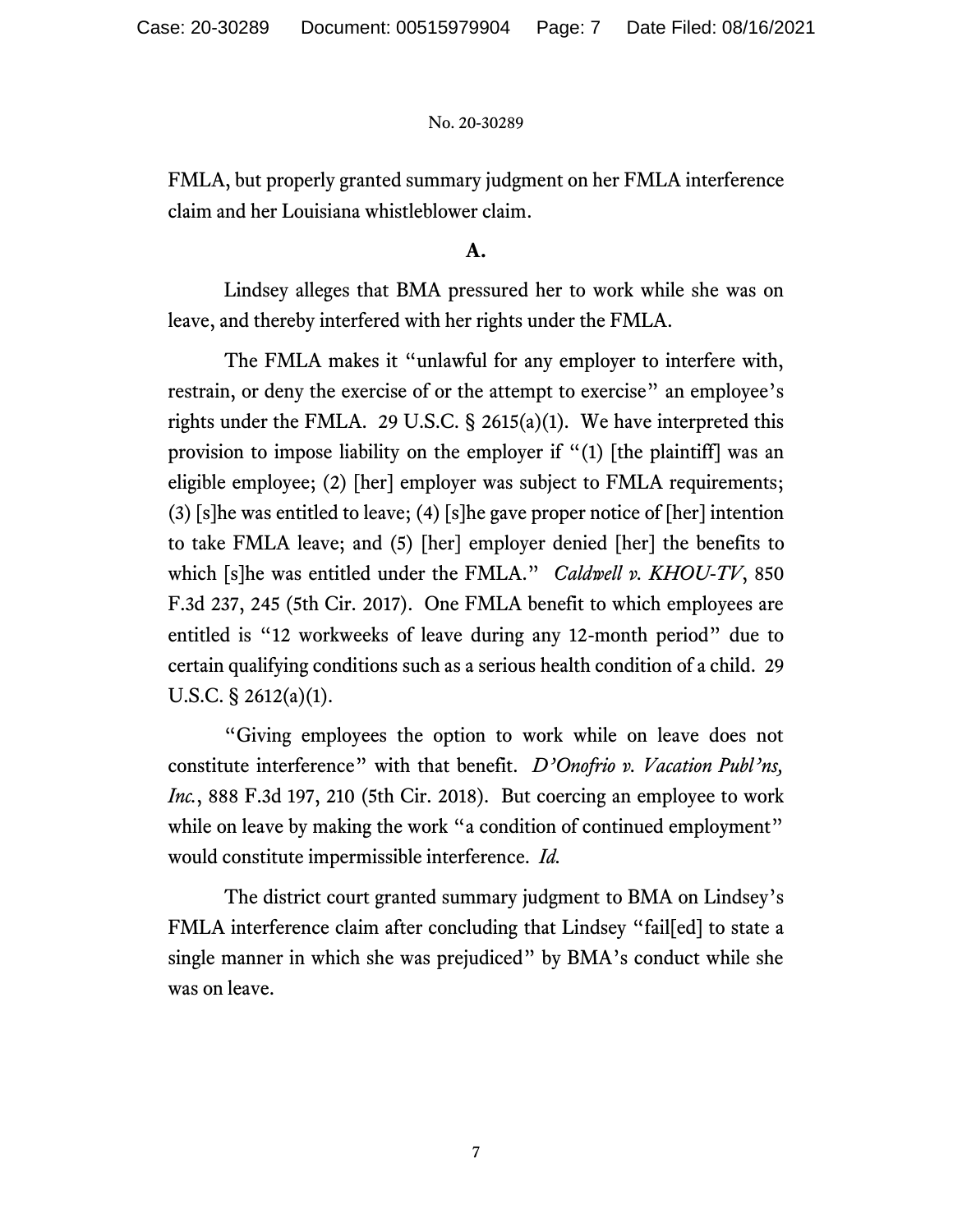FMLA, but properly granted summary judgment on her FMLA interference claim and her Louisiana whistleblower claim.

**A.**

Lindsey alleges that BMA pressured her to work while she was on leave, and thereby interfered with her rights under the FMLA.

The FMLA makes it "unlawful for any employer to interfere with, restrain, or deny the exercise of or the attempt to exercise" an employee's rights under the FMLA. 29 U.S.C. § 2615(a)(1). We have interpreted this provision to impose liability on the employer if "(1) [the plaintiff] was an eligible employee; (2) [her] employer was subject to FMLA requirements; (3) [s]he was entitled to leave; (4) [s]he gave proper notice of [her] intention to take FMLA leave; and (5) [her] employer denied [her] the benefits to which [s]he was entitled under the FMLA." *Caldwell v. KHOU-TV*, 850 F.3d 237, 245 (5th Cir. 2017). One FMLA benefit to which employees are entitled is "12 workweeks of leave during any 12-month period" due to certain qualifying conditions such as a serious health condition of a child. 29 U.S.C. § 2612(a)(1).

"Giving employees the option to work while on leave does not constitute interference" with that benefit. *D'Onofrio v. Vacation Publ'ns, Inc.*, 888 F.3d 197, 210 (5th Cir. 2018). But coercing an employee to work while on leave by making the work "a condition of continued employment" would constitute impermissible interference. *Id.*

The district court granted summary judgment to BMA on Lindsey's FMLA interference claim after concluding that Lindsey "fail[ed] to state a single manner in which she was prejudiced" by BMA's conduct while she was on leave.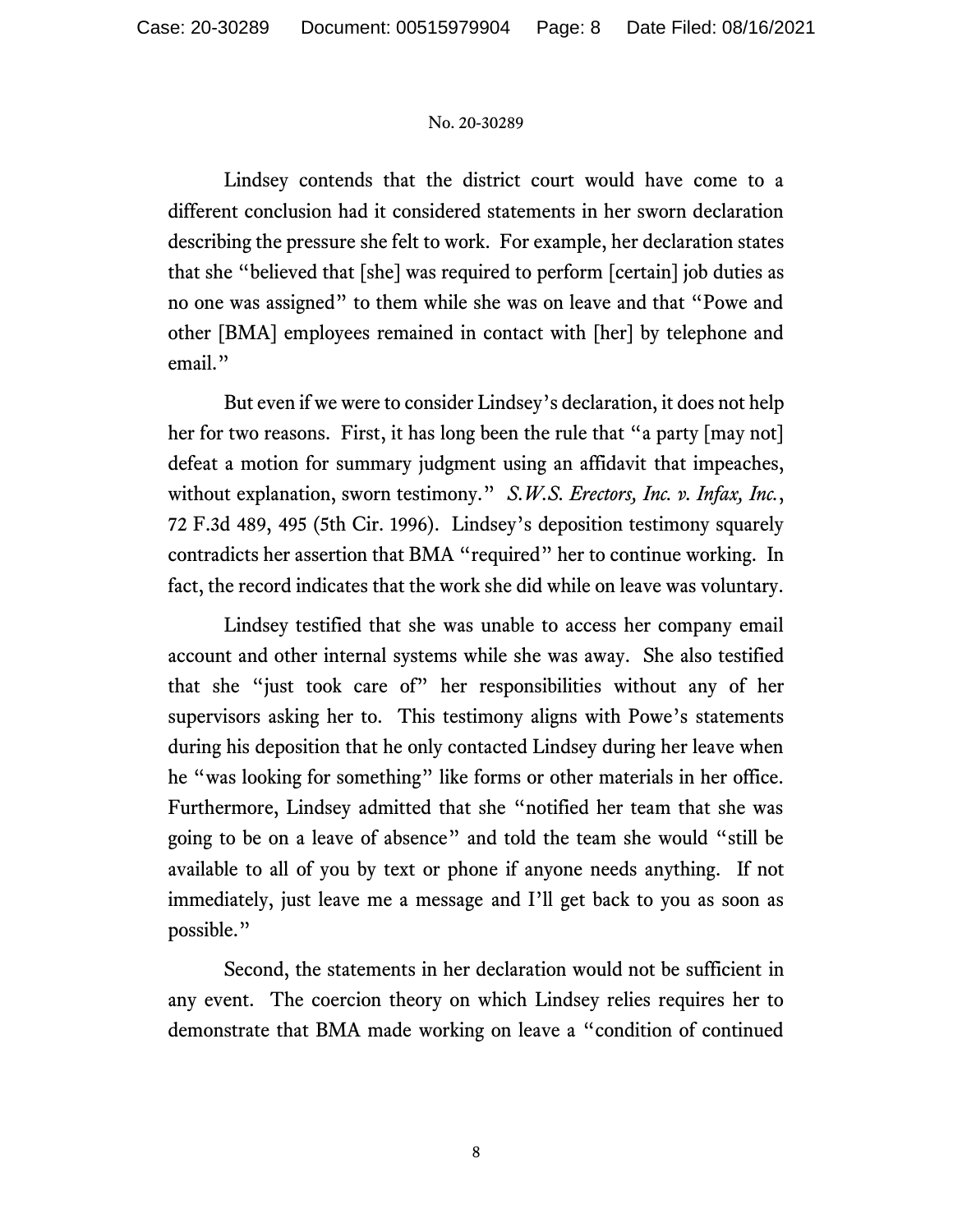Lindsey contends that the district court would have come to a different conclusion had it considered statements in her sworn declaration describing the pressure she felt to work. For example, her declaration states that she "believed that [she] was required to perform [certain] job duties as no one was assigned" to them while she was on leave and that "Powe and other [BMA] employees remained in contact with [her] by telephone and email."

But even if we were to consider Lindsey's declaration, it does not help her for two reasons. First, it has long been the rule that "a party [may not] defeat a motion for summary judgment using an affidavit that impeaches, without explanation, sworn testimony." *S.W.S. Erectors, Inc. v. Infax, Inc.*, 72 F.3d 489, 495 (5th Cir. 1996). Lindsey's deposition testimony squarely contradicts her assertion that BMA "required" her to continue working. In fact, the record indicates that the work she did while on leave was voluntary.

Lindsey testified that she was unable to access her company email account and other internal systems while she was away. She also testified that she "just took care of" her responsibilities without any of her supervisors asking her to. This testimony aligns with Powe's statements during his deposition that he only contacted Lindsey during her leave when he "was looking for something" like forms or other materials in her office. Furthermore, Lindsey admitted that she "notified her team that she was going to be on a leave of absence" and told the team she would "still be available to all of you by text or phone if anyone needs anything. If not immediately, just leave me a message and I'll get back to you as soon as possible."

Second, the statements in her declaration would not be sufficient in any event. The coercion theory on which Lindsey relies requires her to demonstrate that BMA made working on leave a "condition of continued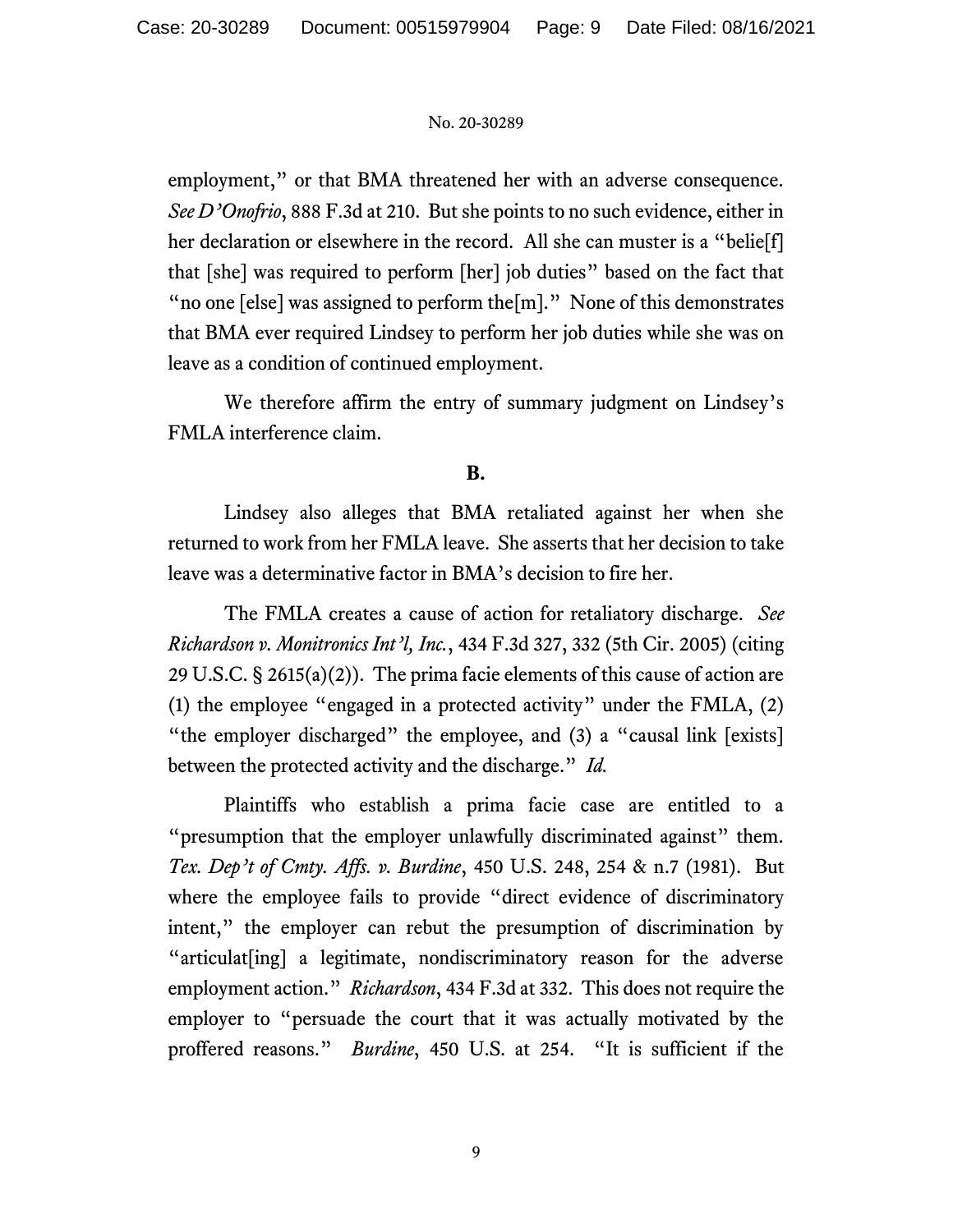employment," or that BMA threatened her with an adverse consequence. *See D'Onofrio*, 888 F.3d at 210. But she points to no such evidence, either in her declaration or elsewhere in the record. All she can muster is a "belie[f] that [she] was required to perform [her] job duties" based on the fact that "no one [else] was assigned to perform the[m]." None of this demonstrates that BMA ever required Lindsey to perform her job duties while she was on leave as a condition of continued employment.

We therefore affirm the entry of summary judgment on Lindsey's FMLA interference claim.

**B.**

Lindsey also alleges that BMA retaliated against her when she returned to work from her FMLA leave. She asserts that her decision to take leave was a determinative factor in BMA's decision to fire her.

The FMLA creates a cause of action for retaliatory discharge. *See Richardson v. Monitronics Int'l, Inc.*, 434 F.3d 327, 332 (5th Cir. 2005) (citing 29 U.S.C. § 2615(a)(2)). The prima facie elements of this cause of action are (1) the employee "engaged in a protected activity" under the FMLA, (2) "the employer discharged" the employee, and (3) a "causal link [exists] between the protected activity and the discharge." *Id.*

Plaintiffs who establish a prima facie case are entitled to a "presumption that the employer unlawfully discriminated against" them. *Tex. Dep't of Cmty. Affs. v. Burdine*, 450 U.S. 248, 254 & n.7 (1981). But where the employee fails to provide "direct evidence of discriminatory intent," the employer can rebut the presumption of discrimination by "articulat[ing] a legitimate, nondiscriminatory reason for the adverse employment action." *Richardson*, 434 F.3d at 332. This does not require the employer to "persuade the court that it was actually motivated by the proffered reasons." *Burdine*, 450 U.S. at 254. "It is sufficient if the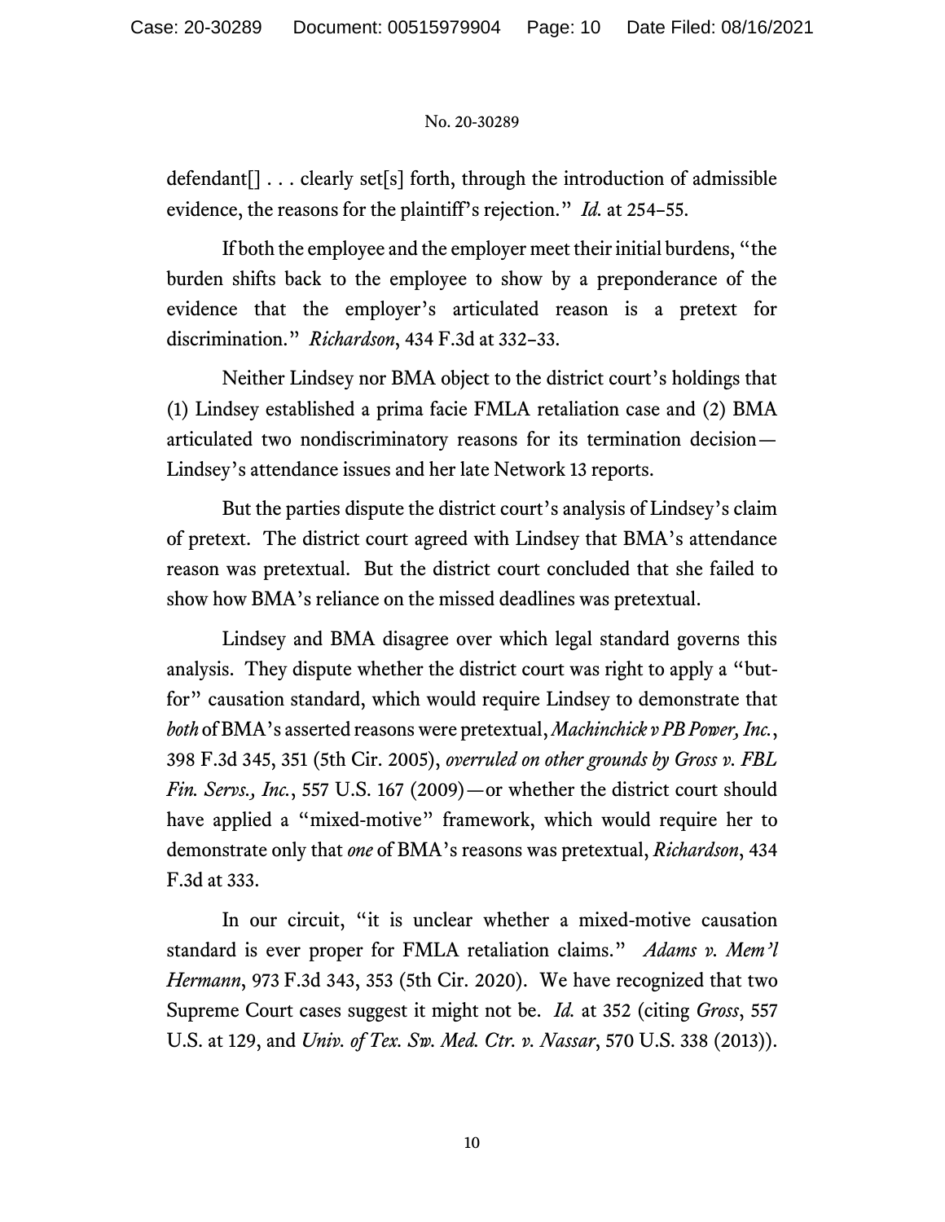defendant[] . . . clearly set[s] forth, through the introduction of admissible evidence, the reasons for the plaintiff's rejection." *Id.* at 254–55.

If both the employee and the employer meet their initial burdens, "the burden shifts back to the employee to show by a preponderance of the evidence that the employer's articulated reason is a pretext for discrimination." *Richardson*, 434 F.3d at 332–33.

Neither Lindsey nor BMA object to the district court's holdings that (1) Lindsey established a prima facie FMLA retaliation case and (2) BMA articulated two nondiscriminatory reasons for its termination decision—Lindsey's attendance issues and her late Network 13 reports.

But the parties dispute the district court's analysis of Lindsey's claim of pretext. The district court agreed with Lindsey that BMA's attendance reason was pretextual. But the district court concluded that she failed to show how BMA's reliance on the missed deadlines was pretextual.

Lindsey and BMA disagree over which legal standard governs this analysis. They dispute whether the district court was right to apply a "but-for" causation standard, which would require Lindsey to demonstrate that *both* of BMA's asserted reasons were pretextual, *Machinchick v PB Power, Inc.*, 398 F.3d 345, 351 (5th Cir. 2005), *overruled on other grounds by Gross v. FBL Fin. Servs., Inc.*, 557 U.S. 167 (2009)—or whether the district court should have applied a "mixed-motive" framework, which would require her to demonstrate only that *one* of BMA's reasons was pretextual, *Richardson*, 434 F.3d at 333.

In our circuit, "it is unclear whether a mixed-motive causation standard is ever proper for FMLA retaliation claims." *Adams v. Mem'l Hermann*, 973 F.3d 343, 353 (5th Cir. 2020). We have recognized that two Supreme Court cases suggest it might not be. *Id.* at 352 (citing *Gross*, 557 U.S. at 129, and *Univ. of Tex. Sw. Med. Ctr. v. Nassar*, 570 U.S. 338 (2013)).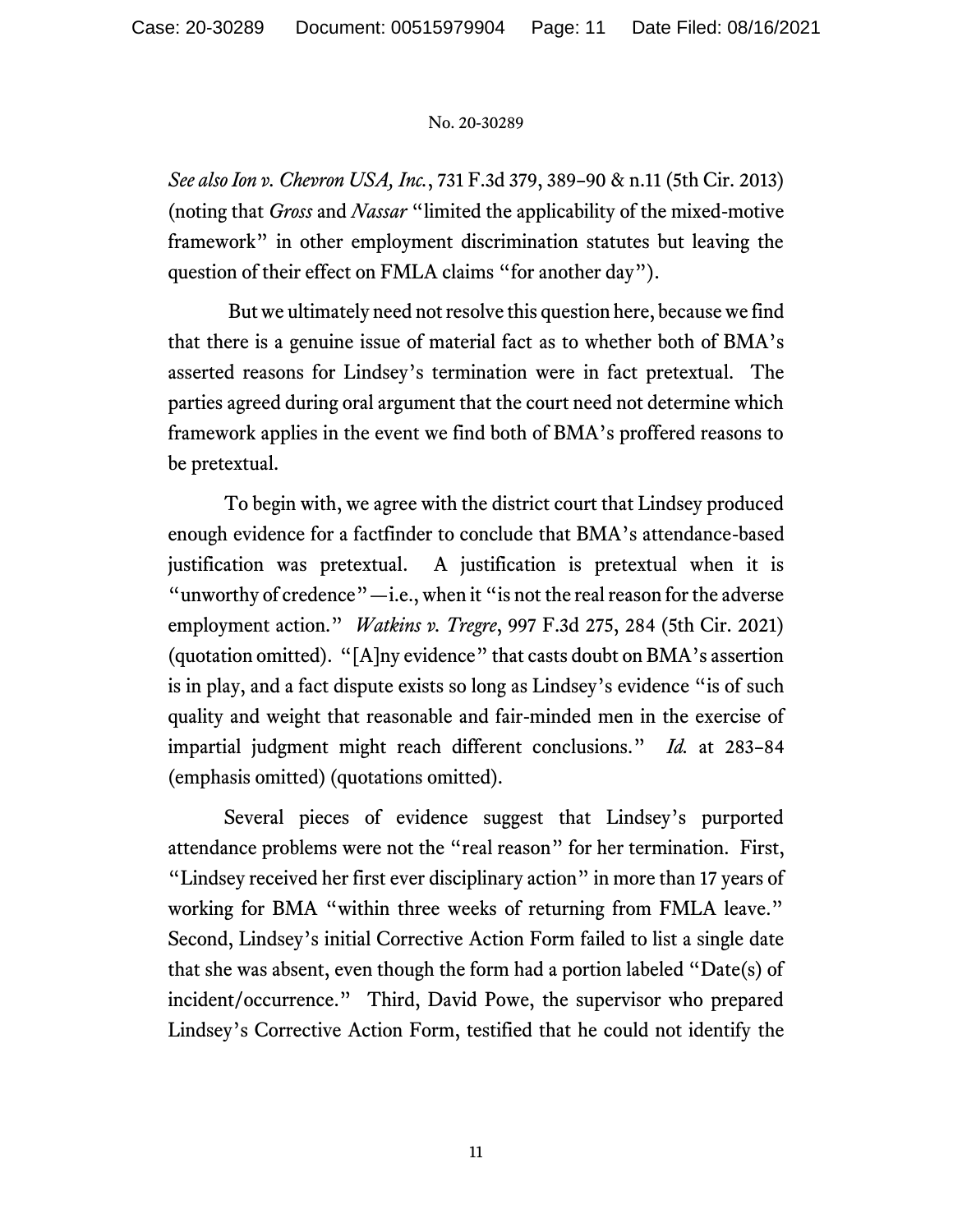*See also Ion v. Chevron USA, Inc.*, 731 F.3d 379, 389–90 & n.11 (5th Cir. 2013) (noting that *Gross* and *Nassar* "limited the applicability of the mixed-motive framework" in other employment discrimination statutes but leaving the question of their effect on FMLA claims "for another day").

But we ultimately need not resolve this question here, because we find that there is a genuine issue of material fact as to whether both of BMA's asserted reasons for Lindsey's termination were in fact pretextual. The parties agreed during oral argument that the court need not determine which framework applies in the event we find both of BMA's proffered reasons to be pretextual.

To begin with, we agree with the district court that Lindsey produced enough evidence for a factfinder to conclude that BMA's attendance-based justification was pretextual. A justification is pretextual when it is "unworthy of credence"—i.e., when it "is not the real reason for the adverse employment action." *Watkins v. Tregre*, 997 F.3d 275, 284 (5th Cir. 2021) (quotation omitted). "[A]ny evidence" that casts doubt on BMA's assertion is in play, and a fact dispute exists so long as Lindsey's evidence "is of such quality and weight that reasonable and fair-minded men in the exercise of impartial judgment might reach different conclusions." *Id.* at 283–84 (emphasis omitted) (quotations omitted).

Several pieces of evidence suggest that Lindsey's purported attendance problems were not the "real reason" for her termination. First, "Lindsey received her first ever disciplinary action" in more than 17 years of working for BMA "within three weeks of returning from FMLA leave." Second, Lindsey's initial Corrective Action Form failed to list a single date that she was absent, even though the form had a portion labeled "Date(s) of incident/occurrence." Third, David Powe, the supervisor who prepared Lindsey's Corrective Action Form, testified that he could not identify the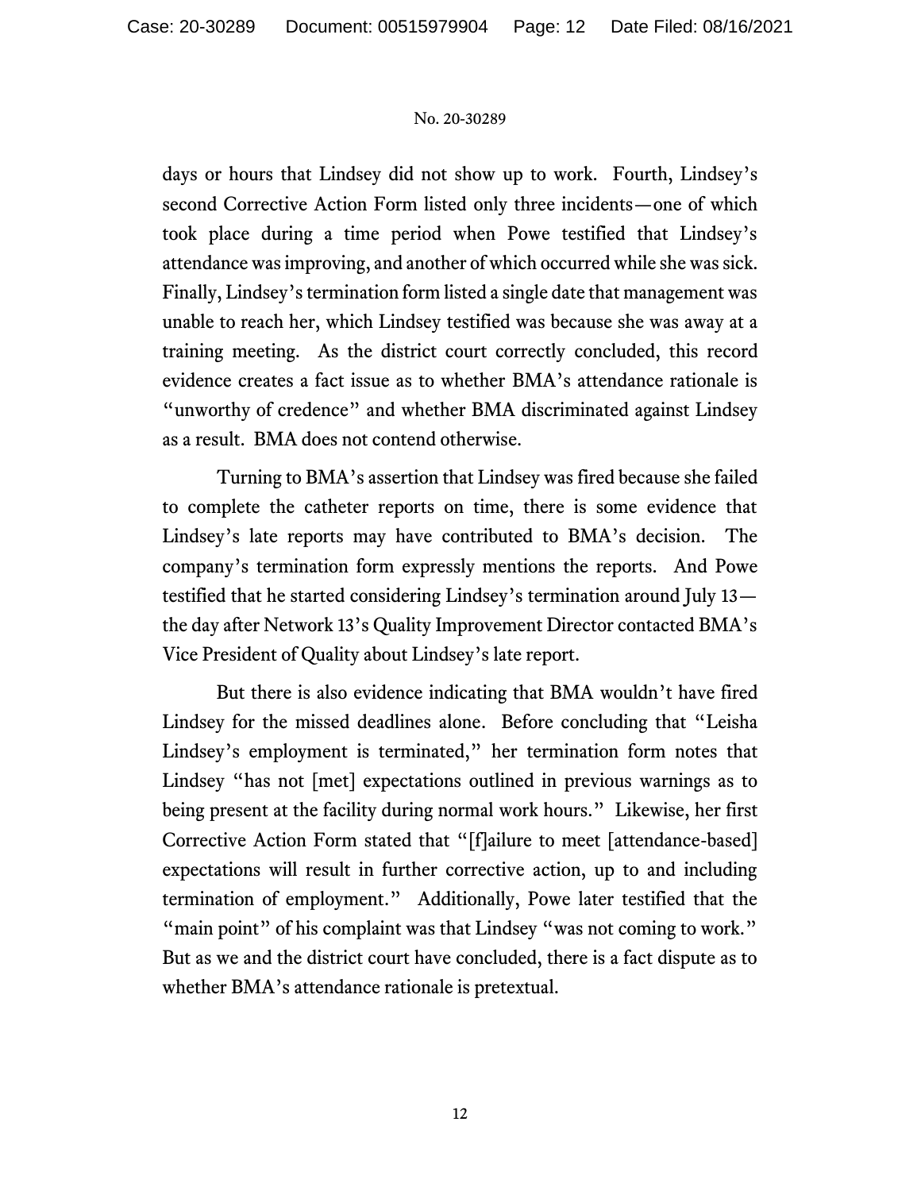days or hours that Lindsey did not show up to work. Fourth, Lindsey's second Corrective Action Form listed only three incidents—one of which took place during a time period when Powe testified that Lindsey's attendance was improving, and another of which occurred while she was sick. Finally, Lindsey's termination form listed a single date that management was unable to reach her, which Lindsey testified was because she was away at a training meeting. As the district court correctly concluded, this record evidence creates a fact issue as to whether BMA's attendance rationale is "unworthy of credence" and whether BMA discriminated against Lindsey as a result. BMA does not contend otherwise.

Turning to BMA's assertion that Lindsey was fired because she failed to complete the catheter reports on time, there is some evidence that Lindsey's late reports may have contributed to BMA's decision. The company's termination form expressly mentions the reports. And Powe testified that he started considering Lindsey's termination around July 13—the day after Network 13's Quality Improvement Director contacted BMA's Vice President of Quality about Lindsey's late report.

But there is also evidence indicating that BMA wouldn't have fired Lindsey for the missed deadlines alone. Before concluding that "Leisha Lindsey's employment is terminated," her termination form notes that Lindsey "has not [met] expectations outlined in previous warnings as to being present at the facility during normal work hours." Likewise, her first Corrective Action Form stated that "[f]ailure to meet [attendance-based] expectations will result in further corrective action, up to and including termination of employment." Additionally, Powe later testified that the "main point" of his complaint was that Lindsey "was not coming to work." But as we and the district court have concluded, there is a fact dispute as to whether BMA's attendance rationale is pretextual.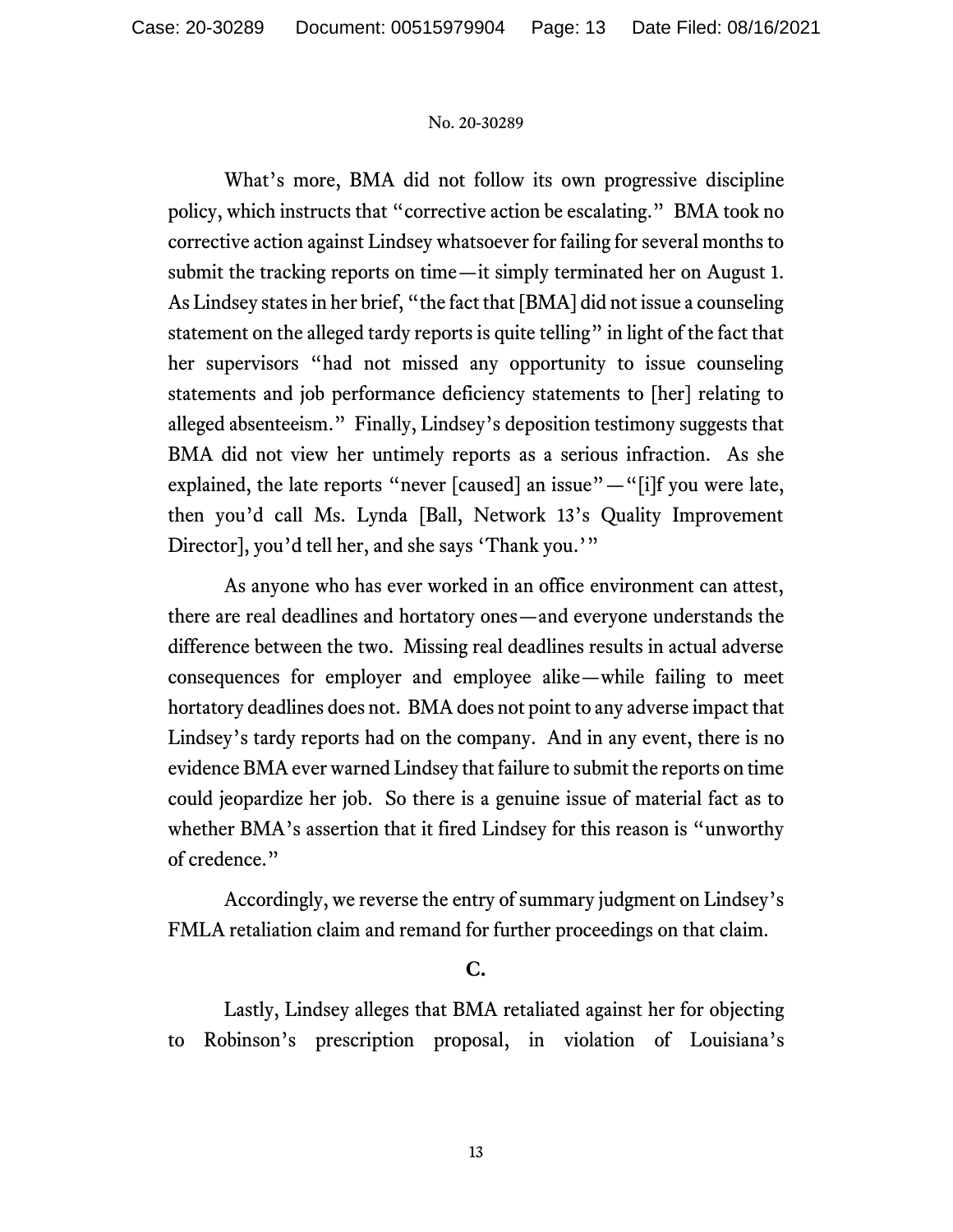What's more, BMA did not follow its own progressive discipline policy, which instructs that "corrective action be escalating." BMA took no corrective action against Lindsey whatsoever for failing for several months to submit the tracking reports on time—it simply terminated her on August 1. As Lindsey states in her brief, "the fact that [BMA] did not issue a counseling statement on the alleged tardy reports is quite telling" in light of the fact that her supervisors "had not missed any opportunity to issue counseling statements and job performance deficiency statements to [her] relating to alleged absenteeism." Finally, Lindsey's deposition testimony suggests that BMA did not view her untimely reports as a serious infraction. As she explained, the late reports "never [caused] an issue"—"[i]f you were late, then you'd call Ms. Lynda [Ball, Network 13's Quality Improvement Director], you'd tell her, and she says 'Thank you.'"

As anyone who has ever worked in an office environment can attest, there are real deadlines and hortatory ones—and everyone understands the difference between the two. Missing real deadlines results in actual adverse consequences for employer and employee alike—while failing to meet hortatory deadlines does not. BMA does not point to any adverse impact that Lindsey's tardy reports had on the company. And in any event, there is no evidence BMA ever warned Lindsey that failure to submit the reports on time could jeopardize her job. So there is a genuine issue of material fact as to whether BMA's assertion that it fired Lindsey for this reason is "unworthy of credence."

Accordingly, we reverse the entry of summary judgment on Lindsey's FMLA retaliation claim and remand for further proceedings on that claim.

### C.

Lastly, Lindsey alleges that BMA retaliated against her for objecting to Robinson's prescription proposal, in violation of Louisiana's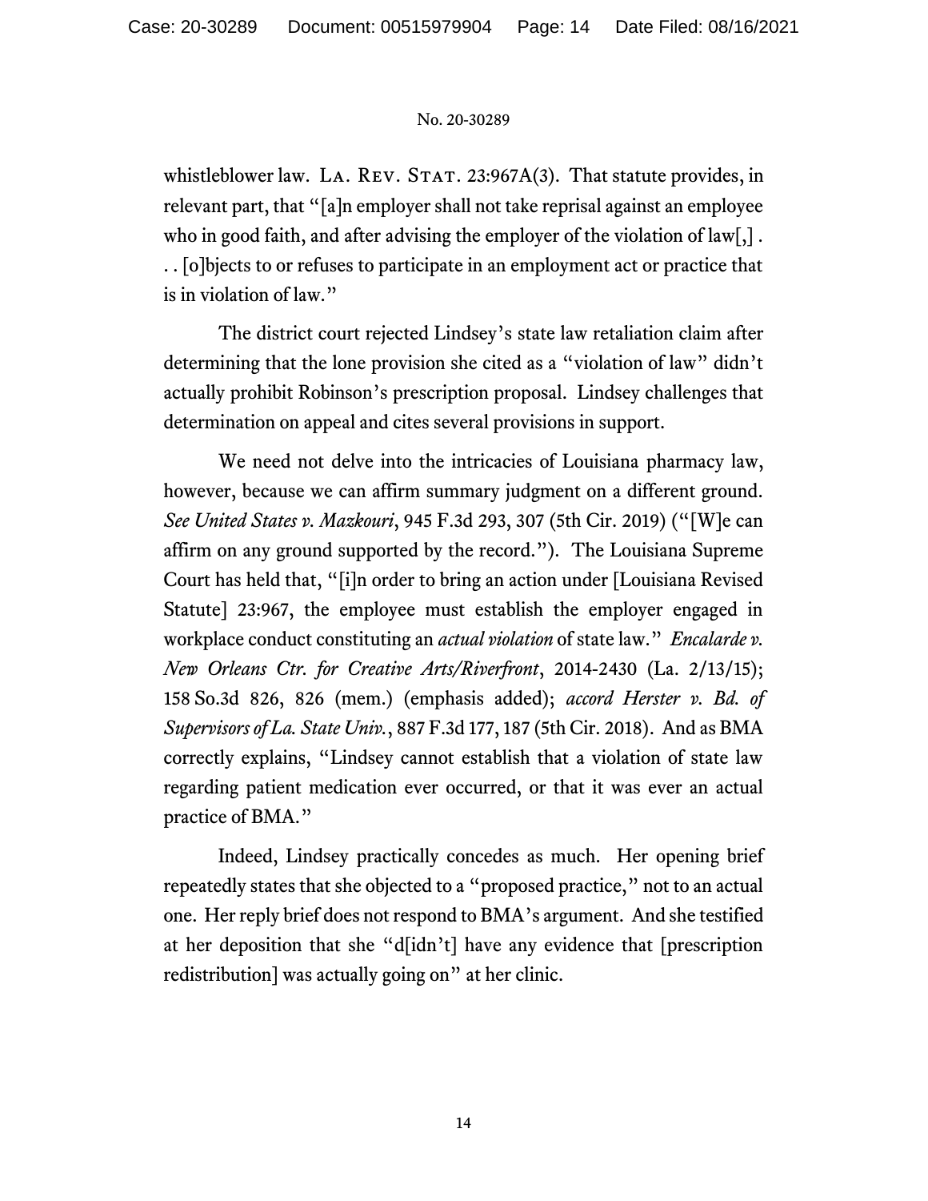whistleblower law. LA. REV. STAT. 23:967A(3). That statute provides, in relevant part, that "[a]n employer shall not take reprisal against an employee who in good faith, and after advising the employer of the violation of law[,] . . . [o]bjects to or refuses to participate in an employment act or practice that is in violation of law."

The district court rejected Lindsey's state law retaliation claim after determining that the lone provision she cited as a "violation of law" didn't actually prohibit Robinson's prescription proposal. Lindsey challenges that determination on appeal and cites several provisions in support.

We need not delve into the intricacies of Louisiana pharmacy law, however, because we can affirm summary judgment on a different ground. *See United States v. Mazkouri*, 945 F.3d 293, 307 (5th Cir. 2019) ("[W]e can affirm on any ground supported by the record."). The Louisiana Supreme Court has held that, "[i]n order to bring an action under [Louisiana Revised Statute] 23:967, the employee must establish the employer engaged in workplace conduct constituting an *actual violation* of state law." *Encalarde v. New Orleans Ctr. for Creative Arts/Riverfront*, 2014-2430 (La. 2/13/15); 158 So.3d 826, 826 (mem.) (emphasis added); *accord Herster v. Bd. of Supervisors of La. State Univ.*, 887 F.3d 177, 187 (5th Cir. 2018). And as BMA correctly explains, "Lindsey cannot establish that a violation of state law regarding patient medication ever occurred, or that it was ever an actual practice of BMA."

Indeed, Lindsey practically concedes as much. Her opening brief repeatedly states that she objected to a "proposed practice," not to an actual one. Her reply brief does not respond to BMA's argument. And she testified at her deposition that she "d[idn't] have any evidence that [prescription redistribution] was actually going on" at her clinic.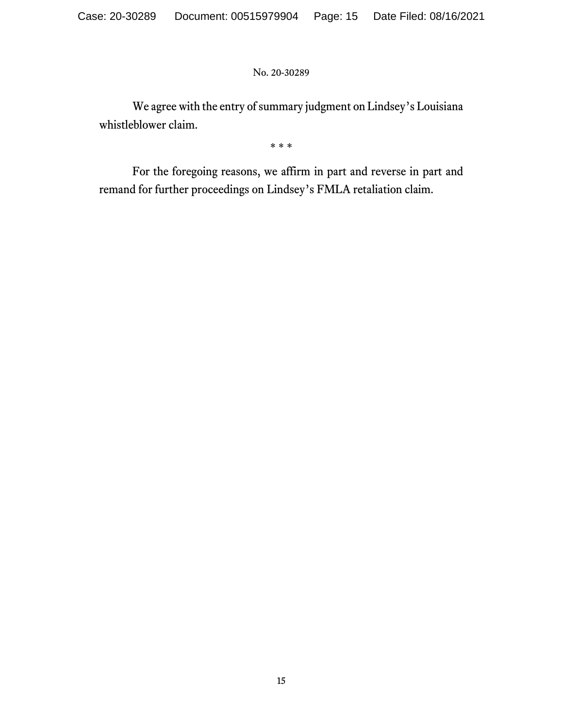We agree with the entry of summary judgment on Lindsey's Louisiana whistleblower claim.

\* \* \*

For the foregoing reasons, we affirm in part and reverse in part and remand for further proceedings on Lindsey's FMLA retaliation claim.